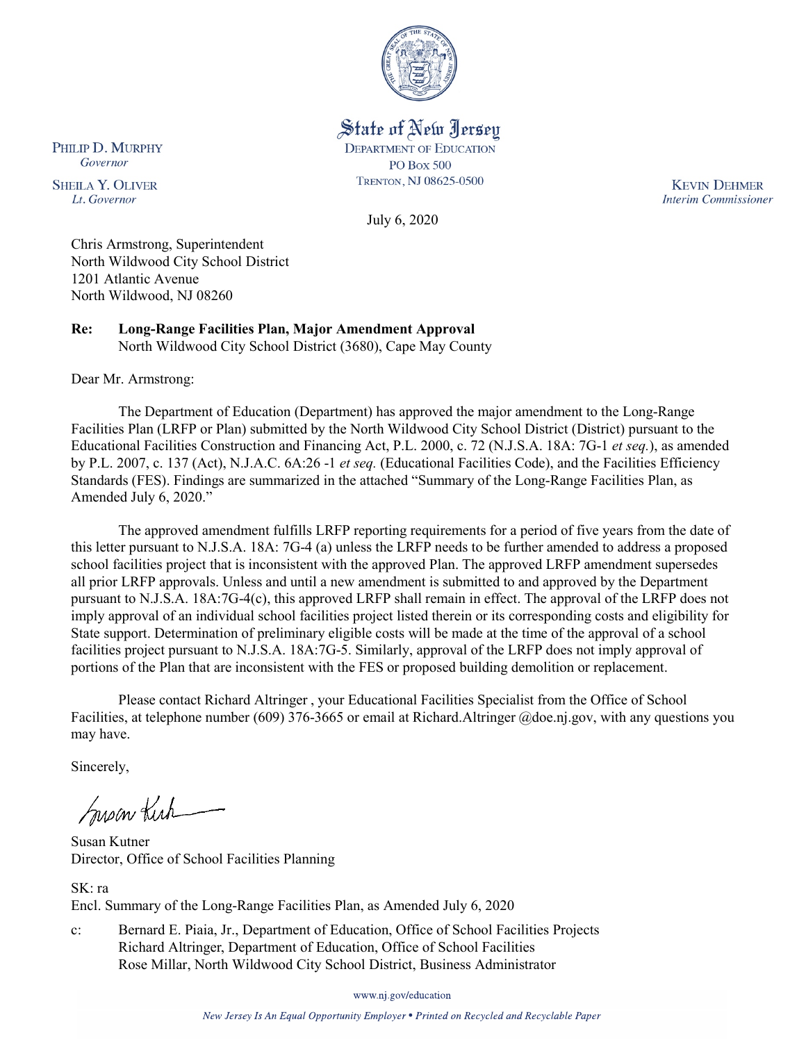State of New Jersey
DEPARTMENT OF EDUCATION
PO BOX 500
TRENTON, NJ 08625-0500

PHILIP D. MURPHY
*Governor*

SHEILA Y. OLIVER
*Lt. Governor*

KEVIN DEHMER
*Interim Commissioner*

July 6, 2020

Chris Armstrong, Superintendent
North Wildwood City School District
1201 Atlantic Avenue
North Wildwood, NJ 08260

**Re: Long-Range Facilities Plan, Major Amendment Approval**
North Wildwood City School District (3680), Cape May County

Dear Mr. Armstrong:

The Department of Education (Department) has approved the major amendment to the Long-Range Facilities Plan (LRFP or Plan) submitted by the North Wildwood City School District (District) pursuant to the Educational Facilities Construction and Financing Act, P.L. 2000, c. 72 (N.J.S.A. 18A: 7G-1 *et seq.*), as amended by P.L. 2007, c. 137 (Act), N.J.A.C. 6A:26 -1 *et seq.* (Educational Facilities Code), and the Facilities Efficiency Standards (FES). Findings are summarized in the attached "Summary of the Long-Range Facilities Plan, as Amended July 6, 2020."

The approved amendment fulfills LRFP reporting requirements for a period of five years from the date of this letter pursuant to N.J.S.A. 18A: 7G-4 (a) unless the LRFP needs to be further amended to address a proposed school facilities project that is inconsistent with the approved Plan. The approved LRFP amendment supersedes all prior LRFP approvals. Unless and until a new amendment is submitted to and approved by the Department pursuant to N.J.S.A. 18A:7G-4(c), this approved LRFP shall remain in effect. The approval of the LRFP does not imply approval of an individual school facilities project listed therein or its corresponding costs and eligibility for State support. Determination of preliminary eligible costs will be made at the time of the approval of a school facilities project pursuant to N.J.S.A. 18A:7G-5. Similarly, approval of the LRFP does not imply approval of portions of the Plan that are inconsistent with the FES or proposed building demolition or replacement.

Please contact Richard Altringer , your Educational Facilities Specialist from the Office of School Facilities, at telephone number (609) 376-3665 or email at Richard.Altringer @doe.nj.gov, with any questions you may have.

Sincerely,

Susan Kutner
Director, Office of School Facilities Planning

SK: ra
Encl. Summary of the Long-Range Facilities Plan, as Amended July 6, 2020

c: Bernard E. Piaia, Jr., Department of Education, Office of School Facilities Projects
Richard Altringer, Department of Education, Office of School Facilities
Rose Millar, North Wildwood City School District, Business Administrator

www.nj.gov/education

*New Jersey Is An Equal Opportunity Employer • Printed on Recycled and Recyclable Paper*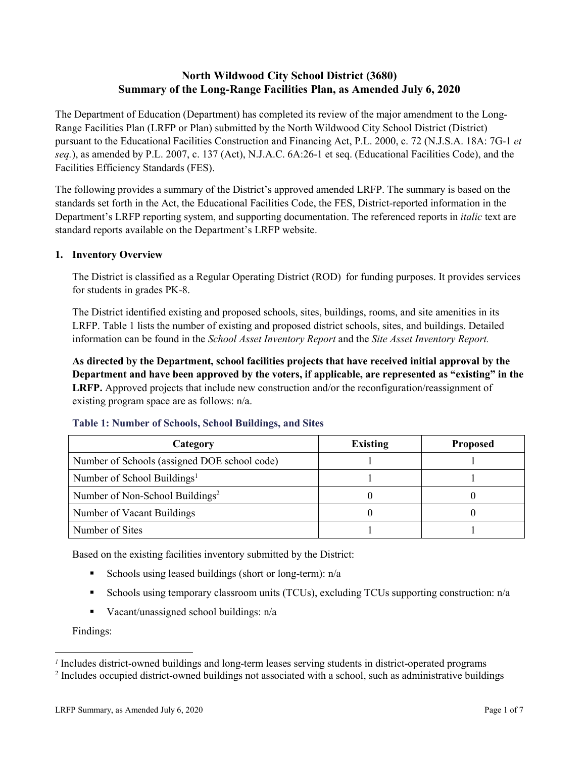**North Wildwood City School District (3680)**
**Summary of the Long-Range Facilities Plan, as Amended July 6, 2020**

The Department of Education (Department) has completed its review of the major amendment to the Long-Range Facilities Plan (LRFP or Plan) submitted by the North Wildwood City School District (District) pursuant to the Educational Facilities Construction and Financing Act, P.L. 2000, c. 72 (N.J.S.A. 18A: 7G-1 *et seq.*), as amended by P.L. 2007, c. 137 (Act), N.J.A.C. 6A:26-1 et seq. (Educational Facilities Code), and the Facilities Efficiency Standards (FES).

The following provides a summary of the District's approved amended LRFP. The summary is based on the standards set forth in the Act, the Educational Facilities Code, the FES, District-reported information in the Department's LRFP reporting system, and supporting documentation. The referenced reports in *italic* text are standard reports available on the Department's LRFP website.

## 1. Inventory Overview

The District is classified as a Regular Operating District (ROD) for funding purposes. It provides services for students in grades PK-8.

The District identified existing and proposed schools, sites, buildings, rooms, and site amenities in its LRFP. Table 1 lists the number of existing and proposed district schools, sites, and buildings. Detailed information can be found in the *School Asset Inventory Report* and the *Site Asset Inventory Report.*

**As directed by the Department, school facilities projects that have received initial approval by the Department and have been approved by the voters, if applicable, are represented as "existing" in the LRFP.** Approved projects that include new construction and/or the reconfiguration/reassignment of existing program space are as follows: n/a.

### Table 1: Number of Schools, School Buildings, and Sites

| Category | Existing | Proposed |
|---|---|---|
| Number of Schools (assigned DOE school code) | 1 | 1 |
| Number of School Buildings[1] | 1 | 1 |
| Number of Non-School Buildings[2] | 0 | 0 |
| Number of Vacant Buildings | 0 | 0 |
| Number of Sites | 1 | 1 |

Based on the existing facilities inventory submitted by the District:

- Schools using leased buildings (short or long-term): n/a
- Schools using temporary classroom units (TCUs), excluding TCUs supporting construction: n/a
- Vacant/unassigned school buildings: n/a

Findings:

[1] Includes district-owned buildings and long-term leases serving students in district-operated programs

[2] Includes occupied district-owned buildings not associated with a school, such as administrative buildings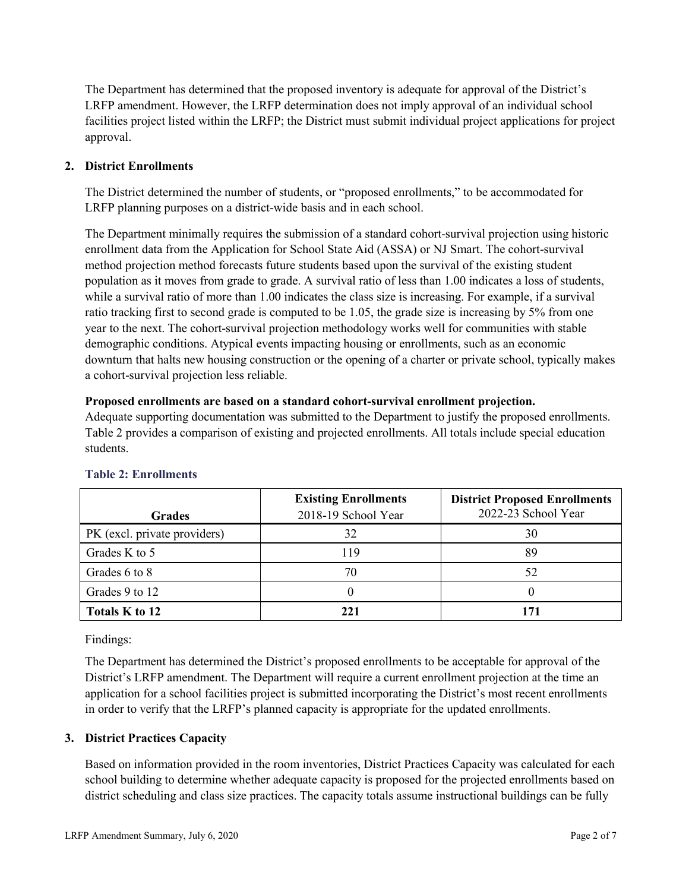The Department has determined that the proposed inventory is adequate for approval of the District's LRFP amendment. However, the LRFP determination does not imply approval of an individual school facilities project listed within the LRFP; the District must submit individual project applications for project approval.

## 2. District Enrollments

The District determined the number of students, or "proposed enrollments," to be accommodated for LRFP planning purposes on a district-wide basis and in each school.

The Department minimally requires the submission of a standard cohort-survival projection using historic enrollment data from the Application for School State Aid (ASSA) or NJ Smart. The cohort-survival method projection method forecasts future students based upon the survival of the existing student population as it moves from grade to grade. A survival ratio of less than 1.00 indicates a loss of students, while a survival ratio of more than 1.00 indicates the class size is increasing. For example, if a survival ratio tracking first to second grade is computed to be 1.05, the grade size is increasing by 5% from one year to the next. The cohort-survival projection methodology works well for communities with stable demographic conditions. Atypical events impacting housing or enrollments, such as an economic downturn that halts new housing construction or the opening of a charter or private school, typically makes a cohort-survival projection less reliable.

**Proposed enrollments are based on a standard cohort-survival enrollment projection.**
Adequate supporting documentation was submitted to the Department to justify the proposed enrollments. Table 2 provides a comparison of existing and projected enrollments. All totals include special education students.

### Table 2: Enrollments

| Grades | **Existing Enrollments** 2018-19 School Year | **District Proposed Enrollments** 2022-23 School Year |
|---|---|---|
| PK (excl. private providers) | 32 | 30 |
| Grades K to 5 | 119 | 89 |
| Grades 6 to 8 | 70 | 52 |
| Grades 9 to 12 | 0 | 0 |
| **Totals K to 12** | **221** | **171** |

Findings:

The Department has determined the District's proposed enrollments to be acceptable for approval of the District's LRFP amendment. The Department will require a current enrollment projection at the time an application for a school facilities project is submitted incorporating the District's most recent enrollments in order to verify that the LRFP's planned capacity is appropriate for the updated enrollments.

## 3. District Practices Capacity

Based on information provided in the room inventories, District Practices Capacity was calculated for each school building to determine whether adequate capacity is proposed for the projected enrollments based on district scheduling and class size practices. The capacity totals assume instructional buildings can be fully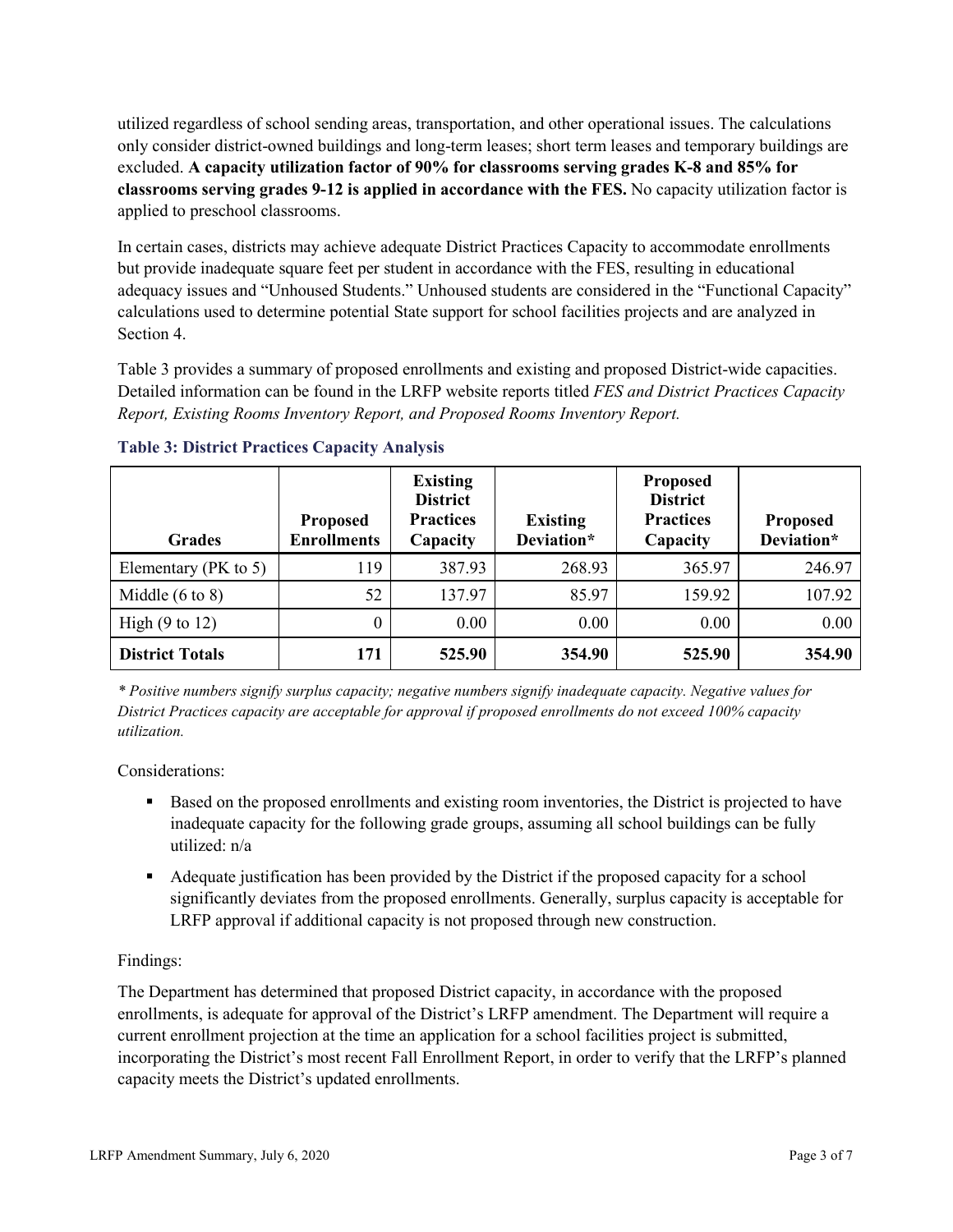utilized regardless of school sending areas, transportation, and other operational issues. The calculations only consider district-owned buildings and long-term leases; short term leases and temporary buildings are excluded. **A capacity utilization factor of 90% for classrooms serving grades K-8 and 85% for classrooms serving grades 9-12 is applied in accordance with the FES.** No capacity utilization factor is applied to preschool classrooms.

In certain cases, districts may achieve adequate District Practices Capacity to accommodate enrollments but provide inadequate square feet per student in accordance with the FES, resulting in educational adequacy issues and "Unhoused Students." Unhoused students are considered in the "Functional Capacity" calculations used to determine potential State support for school facilities projects and are analyzed in Section 4.

Table 3 provides a summary of proposed enrollments and existing and proposed District-wide capacities. Detailed information can be found in the LRFP website reports titled *FES and District Practices Capacity Report, Existing Rooms Inventory Report, and Proposed Rooms Inventory Report.*

### Table 3: District Practices Capacity Analysis

| Grades | Proposed Enrollments | Existing District Practices Capacity | Existing Deviation* | Proposed District Practices Capacity | Proposed Deviation* |
|---|---|---|---|---|---|
| Elementary (PK to 5) | 119 | 387.93 | 268.93 | 365.97 | 246.97 |
| Middle (6 to 8) | 52 | 137.97 | 85.97 | 159.92 | 107.92 |
| High (9 to 12) | 0 | 0.00 | 0.00 | 0.00 | 0.00 |
| **District Totals** | **171** | **525.90** | **354.90** | **525.90** | **354.90** |

*\* Positive numbers signify surplus capacity; negative numbers signify inadequate capacity. Negative values for District Practices capacity are acceptable for approval if proposed enrollments do not exceed 100% capacity utilization.*

Considerations:

- Based on the proposed enrollments and existing room inventories, the District is projected to have inadequate capacity for the following grade groups, assuming all school buildings can be fully utilized: n/a
- Adequate justification has been provided by the District if the proposed capacity for a school significantly deviates from the proposed enrollments. Generally, surplus capacity is acceptable for LRFP approval if additional capacity is not proposed through new construction.

Findings:

The Department has determined that proposed District capacity, in accordance with the proposed enrollments, is adequate for approval of the District's LRFP amendment. The Department will require a current enrollment projection at the time an application for a school facilities project is submitted, incorporating the District's most recent Fall Enrollment Report, in order to verify that the LRFP's planned capacity meets the District's updated enrollments.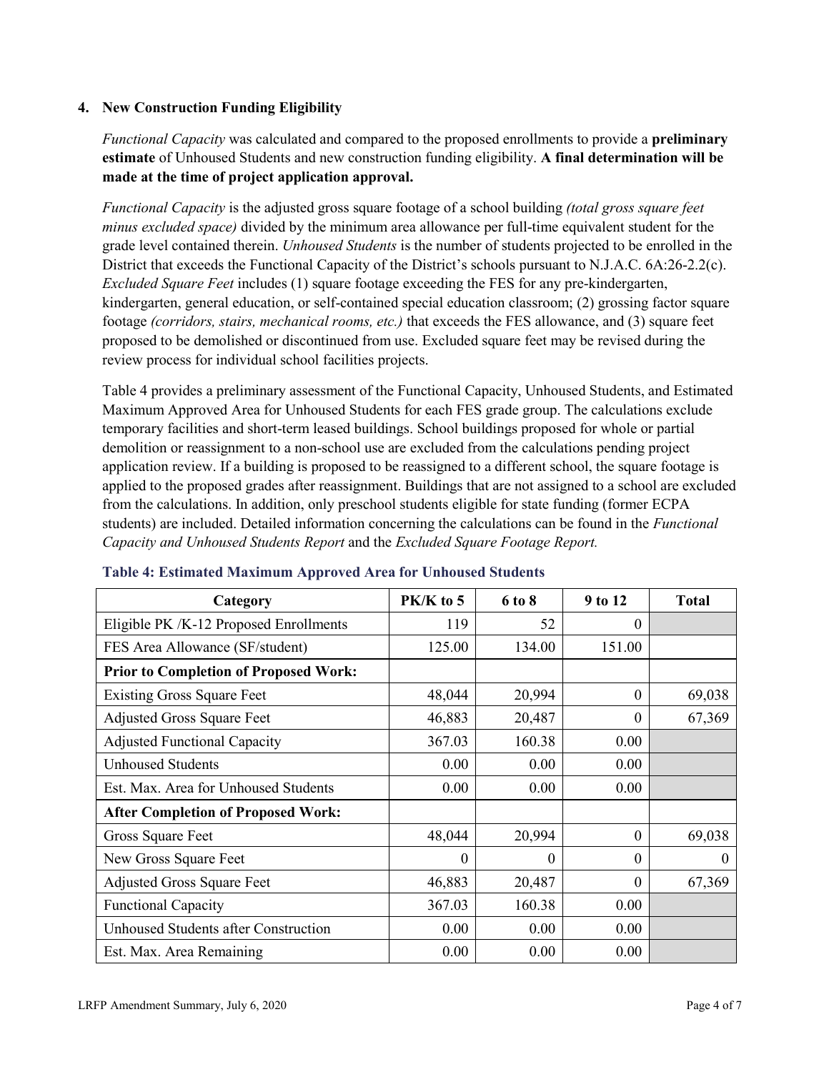### 4. New Construction Funding Eligibility

*Functional Capacity* was calculated and compared to the proposed enrollments to provide a **preliminary estimate** of Unhoused Students and new construction funding eligibility. **A final determination will be made at the time of project application approval.**

*Functional Capacity* is the adjusted gross square footage of a school building *(total gross square feet minus excluded space)* divided by the minimum area allowance per full-time equivalent student for the grade level contained therein. *Unhoused Students* is the number of students projected to be enrolled in the District that exceeds the Functional Capacity of the District's schools pursuant to N.J.A.C. 6A:26-2.2(c). *Excluded Square Feet* includes (1) square footage exceeding the FES for any pre-kindergarten, kindergarten, general education, or self-contained special education classroom; (2) grossing factor square footage *(corridors, stairs, mechanical rooms, etc.)* that exceeds the FES allowance, and (3) square feet proposed to be demolished or discontinued from use. Excluded square feet may be revised during the review process for individual school facilities projects.

Table 4 provides a preliminary assessment of the Functional Capacity, Unhoused Students, and Estimated Maximum Approved Area for Unhoused Students for each FES grade group. The calculations exclude temporary facilities and short-term leased buildings. School buildings proposed for whole or partial demolition or reassignment to a non-school use are excluded from the calculations pending project application review. If a building is proposed to be reassigned to a different school, the square footage is applied to the proposed grades after reassignment. Buildings that are not assigned to a school are excluded from the calculations. In addition, only preschool students eligible for state funding (former ECPA students) are included. Detailed information concerning the calculations can be found in the *Functional Capacity and Unhoused Students Report* and the *Excluded Square Footage Report.*

**Table 4: Estimated Maximum Approved Area for Unhoused Students**

| Category | PK/K to 5 | 6 to 8 | 9 to 12 | Total |
|---|---|---|---|---|
| Eligible PK /K-12 Proposed Enrollments | 119 | 52 | 0 | |
| FES Area Allowance (SF/student) | 125.00 | 134.00 | 151.00 | |
| **Prior to Completion of Proposed Work:** | | | | |
| Existing Gross Square Feet | 48,044 | 20,994 | 0 | 69,038 |
| Adjusted Gross Square Feet | 46,883 | 20,487 | 0 | 67,369 |
| Adjusted Functional Capacity | 367.03 | 160.38 | 0.00 | |
| Unhoused Students | 0.00 | 0.00 | 0.00 | |
| Est. Max. Area for Unhoused Students | 0.00 | 0.00 | 0.00 | |
| **After Completion of Proposed Work:** | | | | |
| Gross Square Feet | 48,044 | 20,994 | 0 | 69,038 |
| New Gross Square Feet | 0 | 0 | 0 | 0 |
| Adjusted Gross Square Feet | 46,883 | 20,487 | 0 | 67,369 |
| Functional Capacity | 367.03 | 160.38 | 0.00 | |
| Unhoused Students after Construction | 0.00 | 0.00 | 0.00 | |
| Est. Max. Area Remaining | 0.00 | 0.00 | 0.00 | |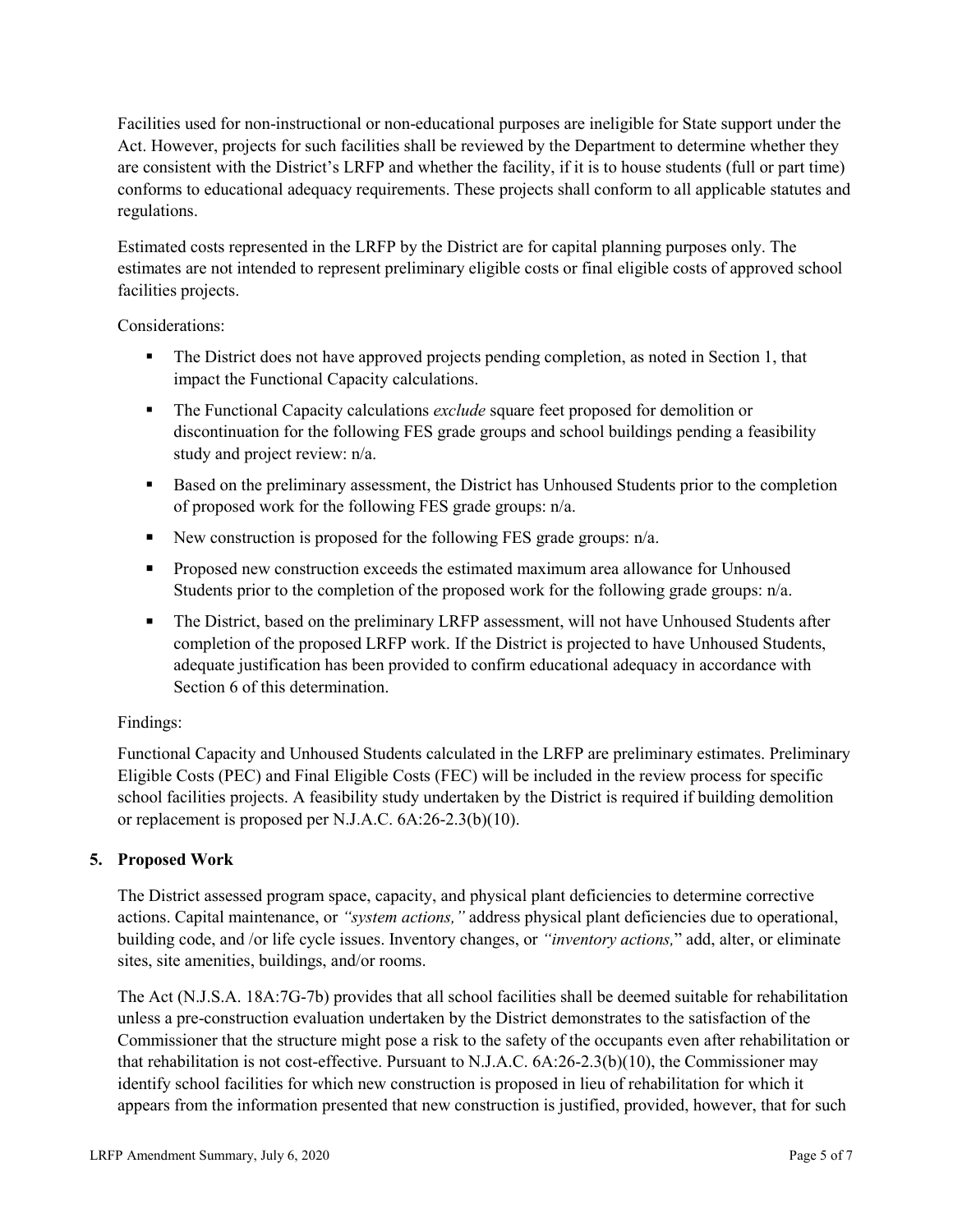Facilities used for non-instructional or non-educational purposes are ineligible for State support under the Act. However, projects for such facilities shall be reviewed by the Department to determine whether they are consistent with the District's LRFP and whether the facility, if it is to house students (full or part time) conforms to educational adequacy requirements. These projects shall conform to all applicable statutes and regulations.

Estimated costs represented in the LRFP by the District are for capital planning purposes only. The estimates are not intended to represent preliminary eligible costs or final eligible costs of approved school facilities projects.

Considerations:

- The District does not have approved projects pending completion, as noted in Section 1, that impact the Functional Capacity calculations.
- The Functional Capacity calculations *exclude* square feet proposed for demolition or discontinuation for the following FES grade groups and school buildings pending a feasibility study and project review: n/a.
- Based on the preliminary assessment, the District has Unhoused Students prior to the completion of proposed work for the following FES grade groups: n/a.
- New construction is proposed for the following FES grade groups: n/a.
- Proposed new construction exceeds the estimated maximum area allowance for Unhoused Students prior to the completion of the proposed work for the following grade groups: n/a.
- The District, based on the preliminary LRFP assessment, will not have Unhoused Students after completion of the proposed LRFP work. If the District is projected to have Unhoused Students, adequate justification has been provided to confirm educational adequacy in accordance with Section 6 of this determination.

Findings:

Functional Capacity and Unhoused Students calculated in the LRFP are preliminary estimates. Preliminary Eligible Costs (PEC) and Final Eligible Costs (FEC) will be included in the review process for specific school facilities projects. A feasibility study undertaken by the District is required if building demolition or replacement is proposed per N.J.A.C. 6A:26-2.3(b)(10).

## 5. Proposed Work

The District assessed program space, capacity, and physical plant deficiencies to determine corrective actions. Capital maintenance, or *"system actions,"* address physical plant deficiencies due to operational, building code, and /or life cycle issues. Inventory changes, or *"inventory actions,"* add, alter, or eliminate sites, site amenities, buildings, and/or rooms.

The Act (N.J.S.A. 18A:7G-7b) provides that all school facilities shall be deemed suitable for rehabilitation unless a pre-construction evaluation undertaken by the District demonstrates to the satisfaction of the Commissioner that the structure might pose a risk to the safety of the occupants even after rehabilitation or that rehabilitation is not cost-effective. Pursuant to N.J.A.C. 6A:26-2.3(b)(10), the Commissioner may identify school facilities for which new construction is proposed in lieu of rehabilitation for which it appears from the information presented that new construction is justified, provided, however, that for such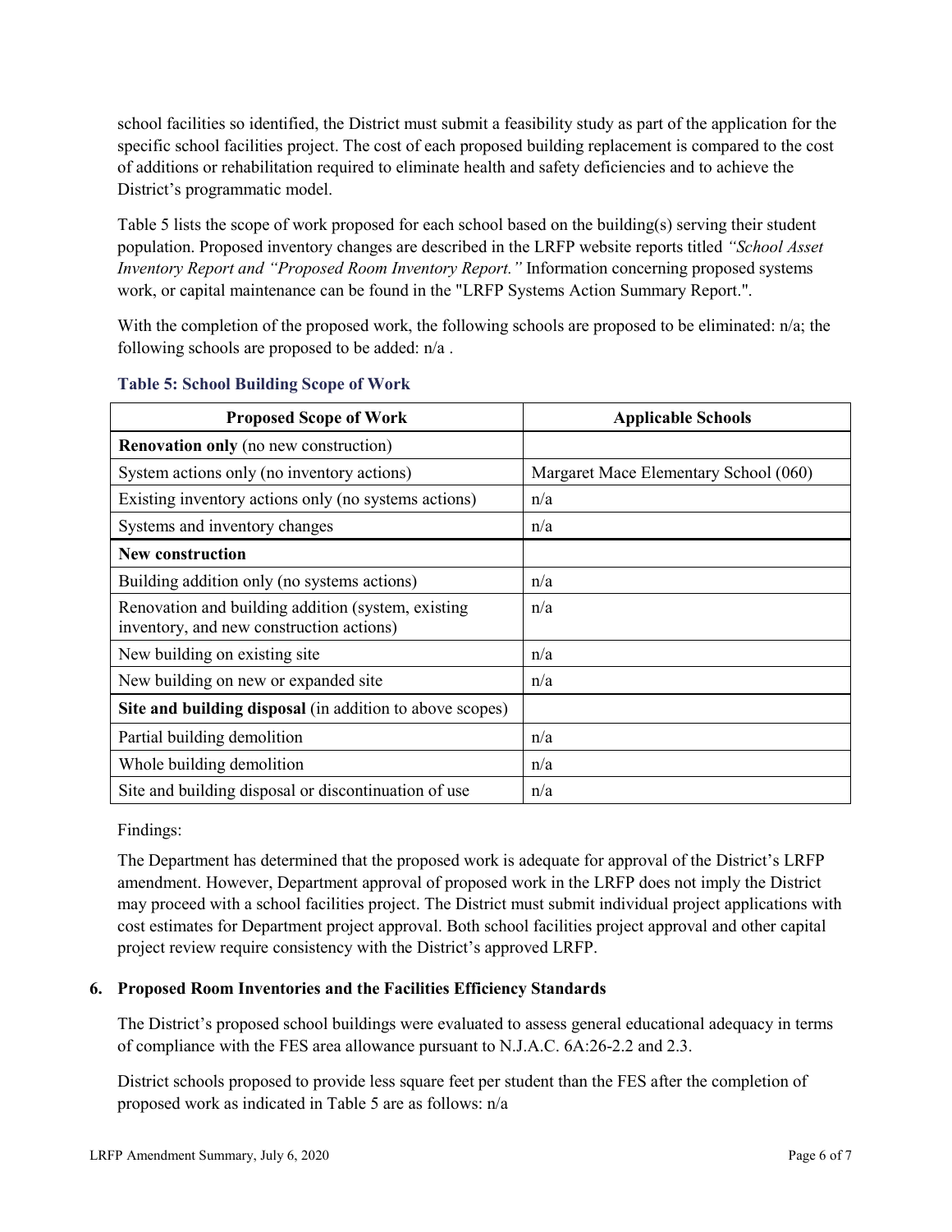school facilities so identified, the District must submit a feasibility study as part of the application for the specific school facilities project. The cost of each proposed building replacement is compared to the cost of additions or rehabilitation required to eliminate health and safety deficiencies and to achieve the District's programmatic model.

Table 5 lists the scope of work proposed for each school based on the building(s) serving their student population. Proposed inventory changes are described in the LRFP website reports titled *"School Asset Inventory Report and "Proposed Room Inventory Report."* Information concerning proposed systems work, or capital maintenance can be found in the "LRFP Systems Action Summary Report.".

With the completion of the proposed work, the following schools are proposed to be eliminated: n/a; the following schools are proposed to be added: n/a .

**Table 5: School Building Scope of Work**

| Proposed Scope of Work | Applicable Schools |
|---|---|
| **Renovation only** (no new construction) | |
| System actions only (no inventory actions) | Margaret Mace Elementary School (060) |
| Existing inventory actions only (no systems actions) | n/a |
| Systems and inventory changes | n/a |
| **New construction** | |
| Building addition only (no systems actions) | n/a |
| Renovation and building addition (system, existing inventory, and new construction actions) | n/a |
| New building on existing site | n/a |
| New building on new or expanded site | n/a |
| **Site and building disposal** (in addition to above scopes) | |
| Partial building demolition | n/a |
| Whole building demolition | n/a |
| Site and building disposal or discontinuation of use | n/a |

Findings:

The Department has determined that the proposed work is adequate for approval of the District's LRFP amendment. However, Department approval of proposed work in the LRFP does not imply the District may proceed with a school facilities project. The District must submit individual project applications with cost estimates for Department project approval. Both school facilities project approval and other capital project review require consistency with the District's approved LRFP.

### 6. Proposed Room Inventories and the Facilities Efficiency Standards

The District's proposed school buildings were evaluated to assess general educational adequacy in terms of compliance with the FES area allowance pursuant to N.J.A.C. 6A:26-2.2 and 2.3.

District schools proposed to provide less square feet per student than the FES after the completion of proposed work as indicated in Table 5 are as follows: n/a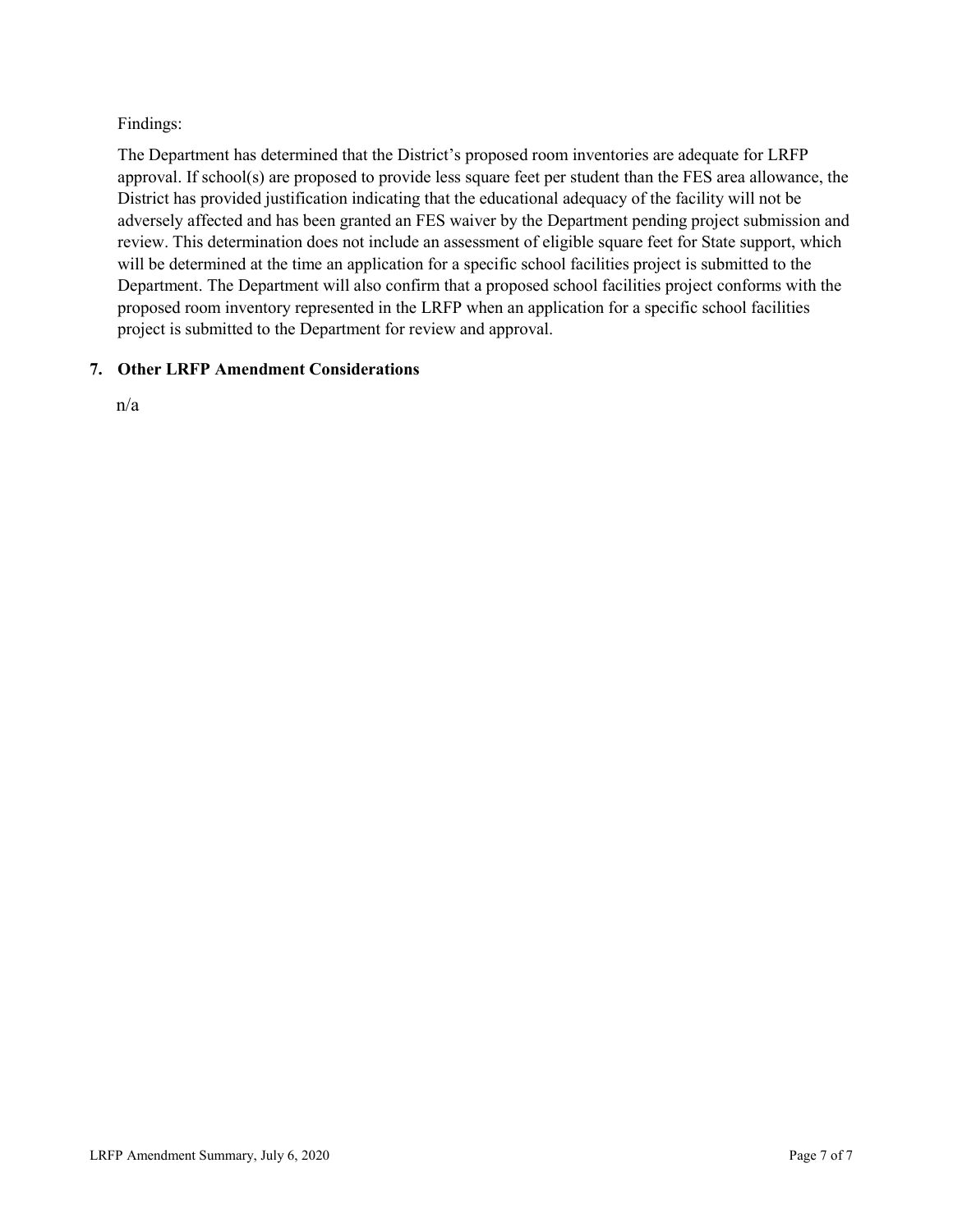Findings:

The Department has determined that the District's proposed room inventories are adequate for LRFP approval. If school(s) are proposed to provide less square feet per student than the FES area allowance, the District has provided justification indicating that the educational adequacy of the facility will not be adversely affected and has been granted an FES waiver by the Department pending project submission and review. This determination does not include an assessment of eligible square feet for State support, which will be determined at the time an application for a specific school facilities project is submitted to the Department. The Department will also confirm that a proposed school facilities project conforms with the proposed room inventory represented in the LRFP when an application for a specific school facilities project is submitted to the Department for review and approval.

**7. Other LRFP Amendment Considerations**

n/a